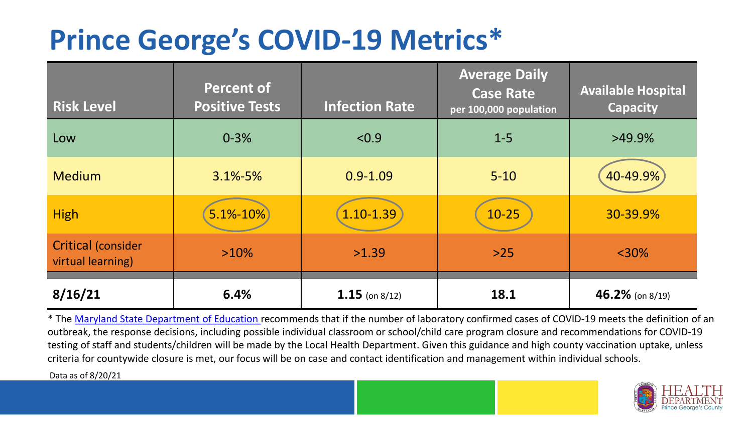# Prince George's COVID-19 Metrics*

| Risk Level | Percent of Positive Tests | Infection Rate | Average Daily Case Rate per 100,000 population | Available Hospital Capacity |
|---|---|---|---|---|
| Low | 0-3% | <0.9 | 1-5 | >49.9% |
| Medium | 3.1%-5% | 0.9-1.09 | 5-10 | 40-49.9% |
| High | 5.1%-10% | 1.10-1.39 | 10-25 | 30-39.9% |
| Critical (consider virtual learning) | >10% | >1.39 | >25 | <30% |
| **8/16/21** | **6.4%** | **1.15** (on 8/12) | **18.1** | **46.2%** (on 8/19) |

* The Maryland State Department of Education recommends that if the number of laboratory confirmed cases of COVID-19 meets the definition of an outbreak, the response decisions, including possible individual classroom or school/child care program closure and recommendations for COVID-19 testing of staff and students/children will be made by the Local Health Department. Given this guidance and high county vaccination uptake, unless criteria for countywide closure is met, our focus will be on case and contact identification and management within individual schools.

Data as of 8/20/21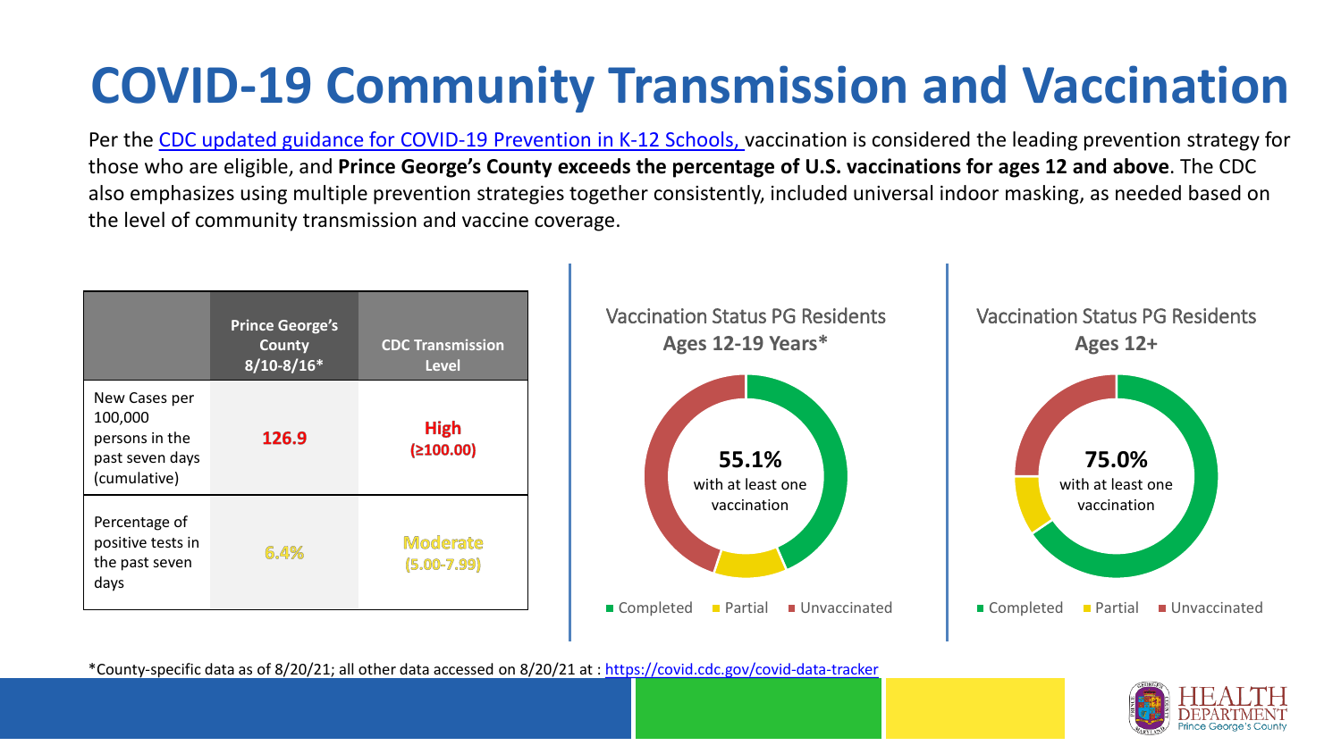# COVID-19 Community Transmission and Vaccination

Per the CDC updated guidance for COVID-19 Prevention in K-12 Schools, vaccination is considered the leading prevention strategy for those who are eligible, and **Prince George's County exceeds the percentage of U.S. vaccinations for ages 12 and above**. The CDC also emphasizes using multiple prevention strategies together consistently, included universal indoor masking, as needed based on the level of community transmission and vaccine coverage.

| | Prince George's County 8/10-8/16* | CDC Transmission Level |
|---|---|---|
| New Cases per 100,000 persons in the past seven days (cumulative) | **126.9** | **High (≥100.00)** |
| Percentage of positive tests in the past seven days | 6.4% | Moderate (5.00-7.99) |

Vaccination Status PG Residents
**Ages 12-19 Years***

**55.1%** with at least one vaccination

■ Completed ■ Partial ■ Unvaccinated

Vaccination Status PG Residents
**Ages 12+**

**75.0%** with at least one vaccination

■ Completed ■ Partial ■ Unvaccinated

*County-specific data as of 8/20/21; all other data accessed on 8/20/21 at : https://covid.cdc.gov/covid-data-tracker

HEALTH DEPARTMENT Prince George's County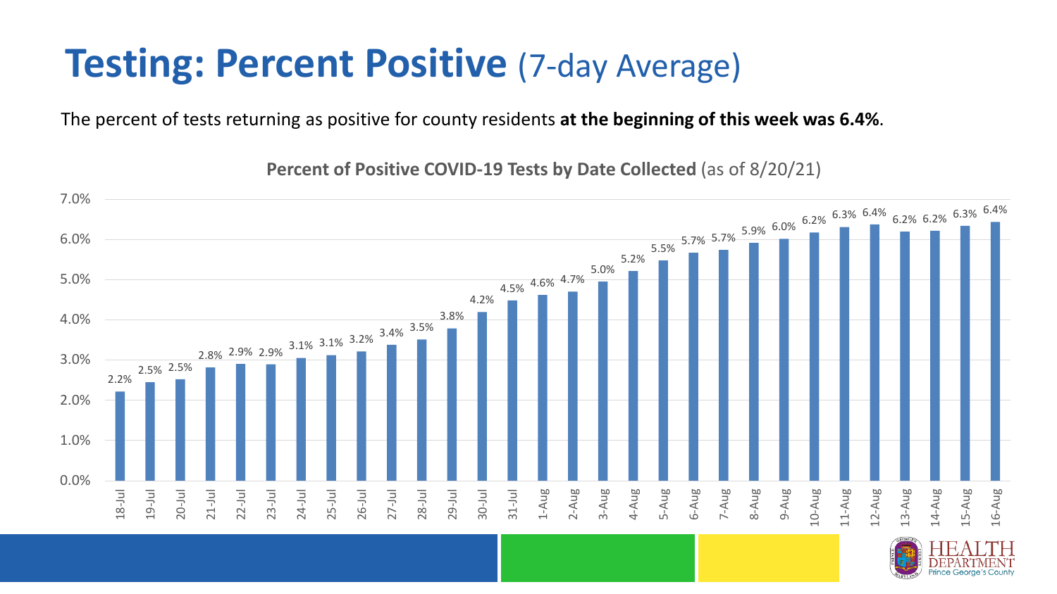# **Testing: Percent Positive** (7-day Average)

The percent of tests returning as positive for county residents **at the beginning of this week was 6.4%**.

**Percent of Positive COVID-19 Tests by Date Collected** (as of 8/20/21)

| Date | Percent Positive |
|---|---|
| 18-Jul | 2.2% |
| 19-Jul | 2.5% |
| 20-Jul | 2.5% |
| 21-Jul | 2.8% |
| 22-Jul | 2.9% |
| 23-Jul | 2.9% |
| 24-Jul | 3.1% |
| 25-Jul | 3.1% |
| 26-Jul | 3.2% |
| 27-Jul | 3.4% |
| 28-Jul | 3.5% |
| 29-Jul | 3.8% |
| 30-Jul | 4.2% |
| 31-Jul | 4.5% |
| 1-Aug | 4.6% |
| 2-Aug | 4.7% |
| 3-Aug | 5.0% |
| 4-Aug | 5.2% |
| 5-Aug | 5.5% |
| 6-Aug | 5.7% |
| 7-Aug | 5.7% |
| 8-Aug | 5.9% |
| 9-Aug | 6.0% |
| 10-Aug | 6.2% |
| 11-Aug | 6.3% |
| 12-Aug | 6.4% |
| 13-Aug | 6.2% |
| 14-Aug | 6.2% |
| 15-Aug | 6.3% |
| 16-Aug | 6.4% |

HEALTH DEPARTMENT Prince George's County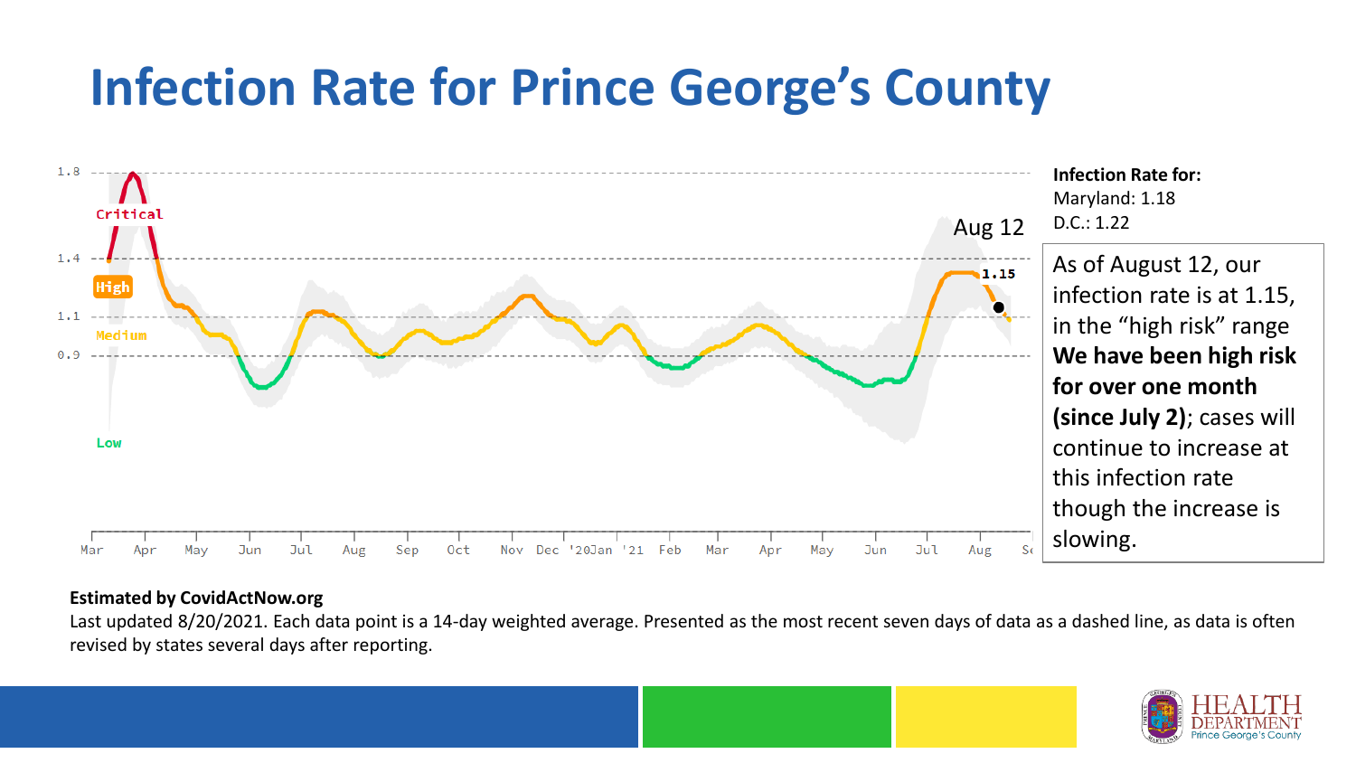# Infection Rate for Prince George's County

1.8

Critical

1.4

High

1.1

Medium

0.9

Low

Aug 12

1.15

Mar Apr May Jun Jul Aug Sep Oct Nov Dec '20Jan '21 Feb Mar Apr May Jun Jul Aug Se

**Infection Rate for:**
Maryland: 1.18
D.C.: 1.22

As of August 12, our infection rate is at 1.15, in the "high risk" range **We have been high risk for over one month (since July 2)**; cases will continue to increase at this infection rate though the increase is slowing.

**Estimated by CovidActNow.org**

Last updated 8/20/2021. Each data point is a 14-day weighted average. Presented as the most recent seven days of data as a dashed line, as data is often revised by states several days after reporting.

HEALTH DEPARTMENT
Prince George's County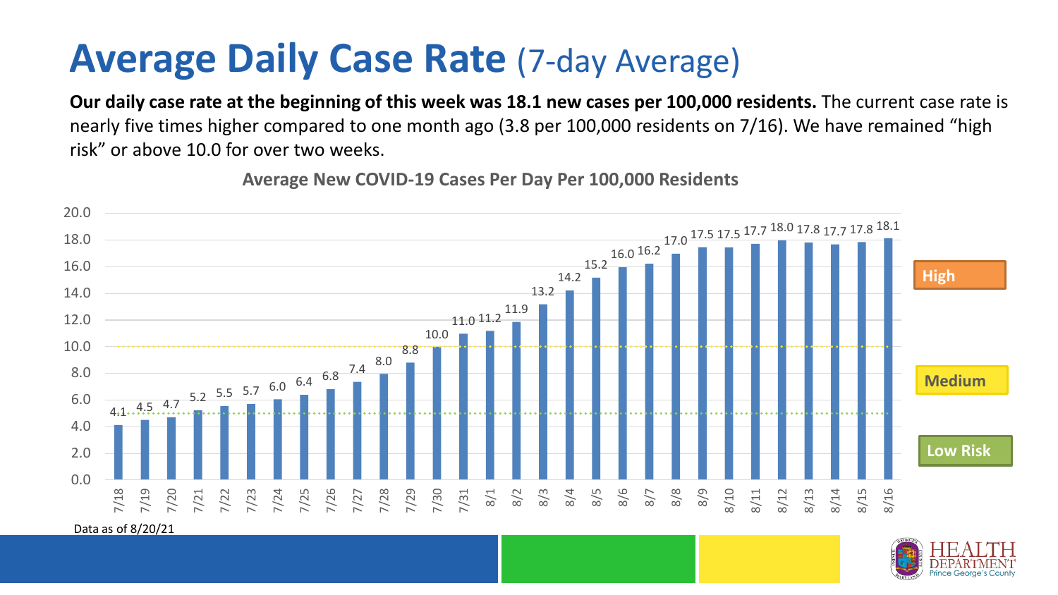# Average Daily Case Rate (7-day Average)

**Our daily case rate at the beginning of this week was 18.1 new cases per 100,000 residents.** The current case rate is nearly five times higher compared to one month ago (3.8 per 100,000 residents on 7/16). We have remained "high risk" or above 10.0 for over two weeks.

**Average New COVID-19 Cases Per Day Per 100,000 Residents**

| Date | Cases per 100,000 |
|---|---|
| 7/18 | 4.1 |
| 7/19 | 4.5 |
| 7/20 | 4.7 |
| 7/21 | 5.2 |
| 7/22 | 5.5 |
| 7/23 | 5.7 |
| 7/24 | 6.0 |
| 7/25 | 6.4 |
| 7/26 | 6.8 |
| 7/27 | 7.4 |
| 7/28 | 8.0 |
| 7/29 | 8.8 |
| 7/30 | 10.0 |
| 7/31 | 11.0 |
| 8/1 | 11.2 |
| 8/2 | 11.9 |
| 8/3 | 13.2 |
| 8/4 | 14.2 |
| 8/5 | 15.2 |
| 8/6 | 16.0 |
| 8/7 | 16.2 |
| 8/8 | 17.0 |
| 8/9 | 17.5 |
| 8/10 | 17.5 |
| 8/11 | 17.7 |
| 8/12 | 18.0 |
| 8/13 | 17.8 |
| 8/14 | 17.7 |
| 8/15 | 17.8 |
| 8/16 | 18.1 |

Risk levels: High (above 10.0), Medium (5.0–10.0), Low Risk (below 5.0)

Data as of 8/20/21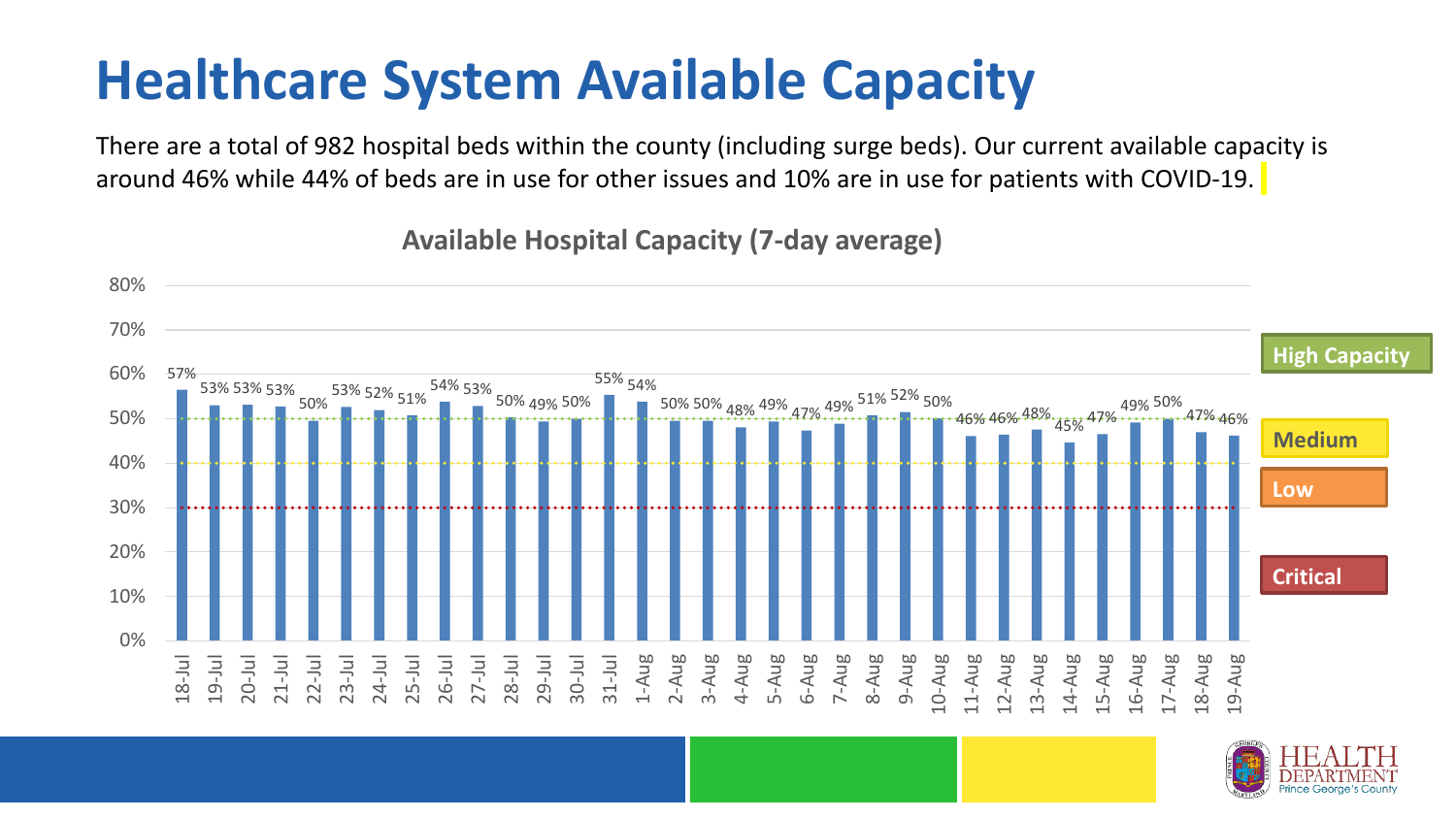# Healthcare System Available Capacity

There are a total of 982 hospital beds within the county (including surge beds). Our current available capacity is around 46% while 44% of beds are in use for other issues and 10% are in use for patients with COVID-19.

**Available Hospital Capacity (7-day average)**

80%
70%
60%
50%
40%
30%
20%
10%
0%

57% 53% 53% 53% 50% 53% 52% 51% 54% 53% 50% 49% 50% 55% 54% 50% 50% 48% 49% 47% 49% 51% 52% 50% 46% 46% 48% 45% 47% 49% 50% 47% 46%

18-Jul 19-Jul 20-Jul 21-Jul 22-Jul 23-Jul 24-Jul 25-Jul 26-Jul 27-Jul 28-Jul 29-Jul 30-Jul 31-Jul 1-Aug 2-Aug 3-Aug 4-Aug 5-Aug 6-Aug 7-Aug 8-Aug 9-Aug 10-Aug 11-Aug 12-Aug 13-Aug 14-Aug 15-Aug 16-Aug 17-Aug 18-Aug 19-Aug

High Capacity

Medium

Low

Critical